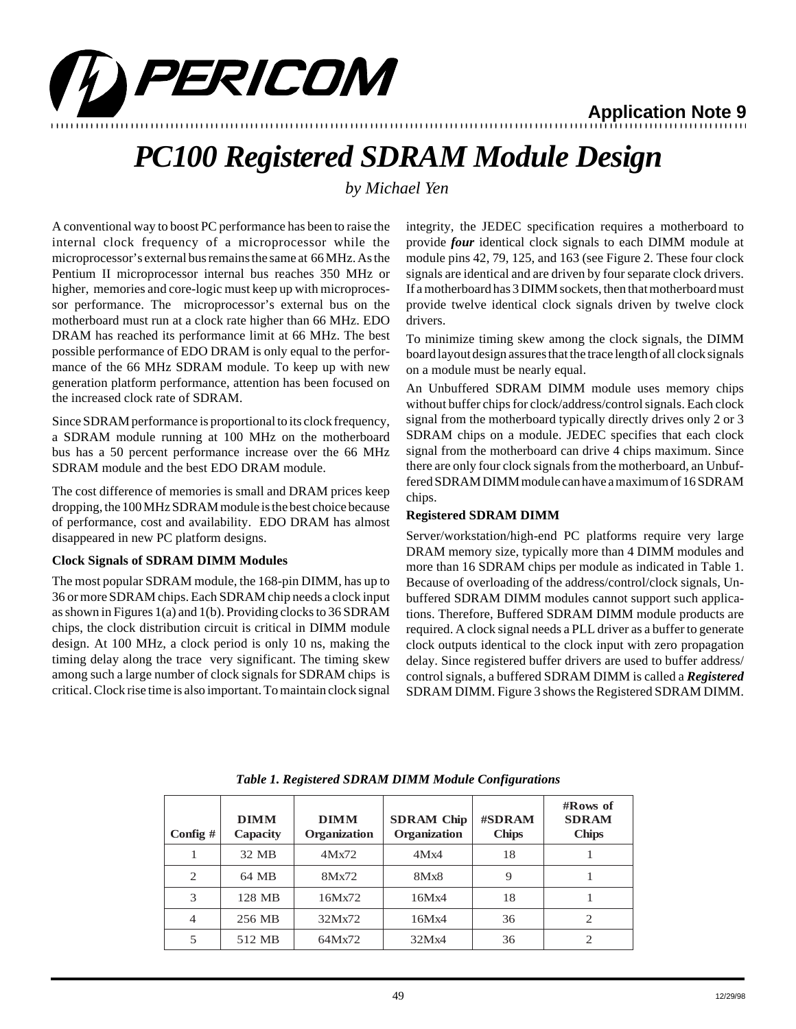Application Note 9

# PC100 Registered SDRAM Module Design

*by Michael Yen*

A conventional way to boost PC performance has been to raise the internal clock frequency of a microprocessor while the microprocessor's external bus remains the same at 66 MHz. As the Pentium II microprocessor internal bus reaches 350 MHz or higher, memories and core-logic must keep up with microprocessor performance. The microprocessor's external bus on the motherboard must run at a clock rate higher than 66 MHz. EDO DRAM has reached its performance limit at 66 MHz. The best possible performance of EDO DRAM is only equal to the performance of the 66 MHz SDRAM module. To keep up with new generation platform performance, attention has been focused on the increased clock rate of SDRAM.

Since SDRAM performance is proportional to its clock frequency, a SDRAM module running at 100 MHz on the motherboard bus has a 50 percent performance increase over the 66 MHz SDRAM module and the best EDO DRAM module.

The cost difference of memories is small and DRAM prices keep dropping, the 100 MHz SDRAM module is the best choice because of performance, cost and availability. EDO DRAM has almost disappeared in new PC platform designs.

### Clock Signals of SDRAM DIMM Modules

The most popular SDRAM module, the 168-pin DIMM, has up to 36 or more SDRAM chips. Each SDRAM chip needs a clock input as shown in Figures 1(a) and 1(b). Providing clocks to 36 SDRAM chips, the clock distribution circuit is critical in DIMM module design. At 100 MHz, a clock period is only 10 ns, making the timing delay along the trace very significant. The timing skew among such a large number of clock signals for SDRAM chips is critical. Clock rise time is also important. To maintain clock signal integrity, the JEDEC specification requires a motherboard to provide ***four*** identical clock signals to each DIMM module at module pins 42, 79, 125, and 163 (see Figure 2. These four clock signals are identical and are driven by four separate clock drivers. If a motherboard has 3 DIMM sockets, then that motherboard must provide twelve identical clock signals driven by twelve clock drivers.

To minimize timing skew among the clock signals, the DIMM board layout design assures that the trace length of all clock signals on a module must be nearly equal.

An Unbuffered SDRAM DIMM module uses memory chips without buffer chips for clock/address/control signals. Each clock signal from the motherboard typically directly drives only 2 or 3 SDRAM chips on a module. JEDEC specifies that each clock signal from the motherboard can drive 4 chips maximum. Since there are only four clock signals from the motherboard, an Unbuffered SDRAM DIMM module can have a maximum of 16 SDRAM chips.

### Registered SDRAM DIMM

Server/workstation/high-end PC platforms require very large DRAM memory size, typically more than 4 DIMM modules and more than 16 SDRAM chips per module as indicated in Table 1. Because of overloading of the address/control/clock signals, Unbuffered SDRAM DIMM modules cannot support such applications. Therefore, Buffered SDRAM DIMM module products are required. A clock signal needs a PLL driver as a buffer to generate clock outputs identical to the clock input with zero propagation delay. Since registered buffer drivers are used to buffer address/control signals, a buffered SDRAM DIMM is called a ***Registered*** SDRAM DIMM. Figure 3 shows the Registered SDRAM DIMM.

*Table 1. Registered SDRAM DIMM Module Configurations*

| Config # | DIMM Capacity | DIMM Organization | SDRAM Chip Organization | #SDRAM Chips | #Rows of SDRAM Chips |
|---|---|---|---|---|---|
| 1 | 32 MB | 4Mx72 | 4Mx4 | 18 | 1 |
| 2 | 64 MB | 8Mx72 | 8Mx8 | 9 | 1 |
| 3 | 128 MB | 16Mx72 | 16Mx4 | 18 | 1 |
| 4 | 256 MB | 32Mx72 | 16Mx4 | 36 | 2 |
| 5 | 512 MB | 64Mx72 | 32Mx4 | 36 | 2 |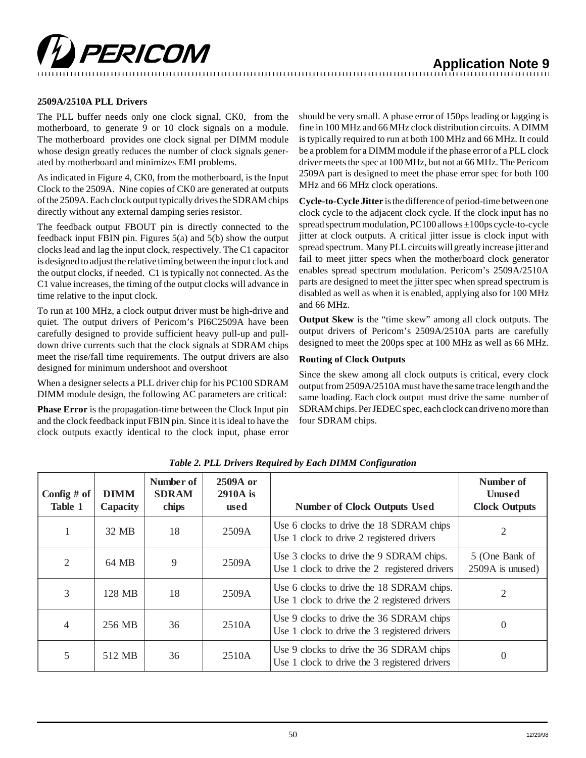### 2509A/2510A PLL Drivers

The PLL buffer needs only one clock signal, CK0, from the motherboard, to generate 9 or 10 clock signals on a module. The motherboard provides one clock signal per DIMM module whose design greatly reduces the number of clock signals generated by motherboard and minimizes EMI problems.

As indicated in Figure 4, CK0, from the motherboard, is the Input Clock to the 2509A. Nine copies of CK0 are generated at outputs of the 2509A. Each clock output typically drives the SDRAM chips directly without any external damping series resistor.

The feedback output FBOUT pin is directly connected to the feedback input FBIN pin. Figures 5(a) and 5(b) show the output clocks lead and lag the input clock, respectively. The C1 capacitor is designed to adjust the relative timing between the input clock and the output clocks, if needed. C1 is typically not connected. As the C1 value increases, the timing of the output clocks will advance in time relative to the input clock.

To run at 100 MHz, a clock output driver must be high-drive and quiet. The output drivers of Pericom's PI6C2509A have been carefully designed to provide sufficient heavy pull-up and pull-down drive currents such that the clock signals at SDRAM chips meet the rise/fall time requirements. The output drivers are also designed for minimum undershoot and overshoot

When a designer selects a PLL driver chip for his PC100 SDRAM DIMM module design, the following AC parameters are critical:

**Phase Error** is the propagation-time between the Clock Input pin and the clock feedback input FBIN pin. Since it is ideal to have the clock outputs exactly identical to the clock input, phase error should be very small. A phase error of 150ps leading or lagging is fine in 100 MHz and 66 MHz clock distribution circuits. A DIMM is typically required to run at both 100 MHz and 66 MHz. It could be a problem for a DIMM module if the phase error of a PLL clock driver meets the spec at 100 MHz, but not at 66 MHz. The Pericom 2509A part is designed to meet the phase error spec for both 100 MHz and 66 MHz clock operations.

**Cycle-to-Cycle Jitter** is the difference of period-time between one clock cycle to the adjacent clock cycle. If the clock input has no spread spectrum modulation, PC100 allows ±100ps cycle-to-cycle jitter at clock outputs. A critical jitter issue is clock input with spread spectrum. Many PLL circuits will greatly increase jitter and fail to meet jitter specs when the motherboard clock generator enables spread spectrum modulation. Pericom's 2509A/2510A parts are designed to meet the jitter spec when spread spectrum is disabled as well as when it is enabled, applying also for 100 MHz and 66 MHz.

**Output Skew** is the "time skew" among all clock outputs. The output drivers of Pericom's 2509A/2510A parts are carefully designed to meet the 200ps spec at 100 MHz as well as 66 MHz.

### Routing of Clock Outputs

Since the skew among all clock outputs is critical, every clock output from 2509A/2510A must have the same trace length and the same loading. Each clock output must drive the same number of SDRAM chips. Per JEDEC spec, each clock can drive no more than four SDRAM chips.

*Table 2. PLL Drivers Required by Each DIMM Configuration*

| Config # of Table 1 | DIMM Capacity | Number of SDRAM chips | 2509A or 2910A is used | Number of Clock Outputs Used | Number of Unused Clock Outputs |
|---|---|---|---|---|---|
| 1 | 32 MB | 18 | 2509A | Use 6 clocks to drive the 18 SDRAM chips<br>Use 1 clock to drive 2 registered drivers | 2 |
| 2 | 64 MB | 9 | 2509A | Use 3 clocks to drive the 9 SDRAM chips.<br>Use 1 clock to drive the 2 registered drivers | 5 (One Bank of 2509A is unused) |
| 3 | 128 MB | 18 | 2509A | Use 6 clocks to drive the 18 SDRAM chips.<br>Use 1 clock to drive the 2 registered drivers | 2 |
| 4 | 256 MB | 36 | 2510A | Use 9 clocks to drive the 36 SDRAM chips<br>Use 1 clock to drive the 3 registered drivers | 0 |
| 5 | 512 MB | 36 | 2510A | Use 9 clocks to drive the 36 SDRAM chips<br>Use 1 clock to drive the 3 registered drivers | 0 |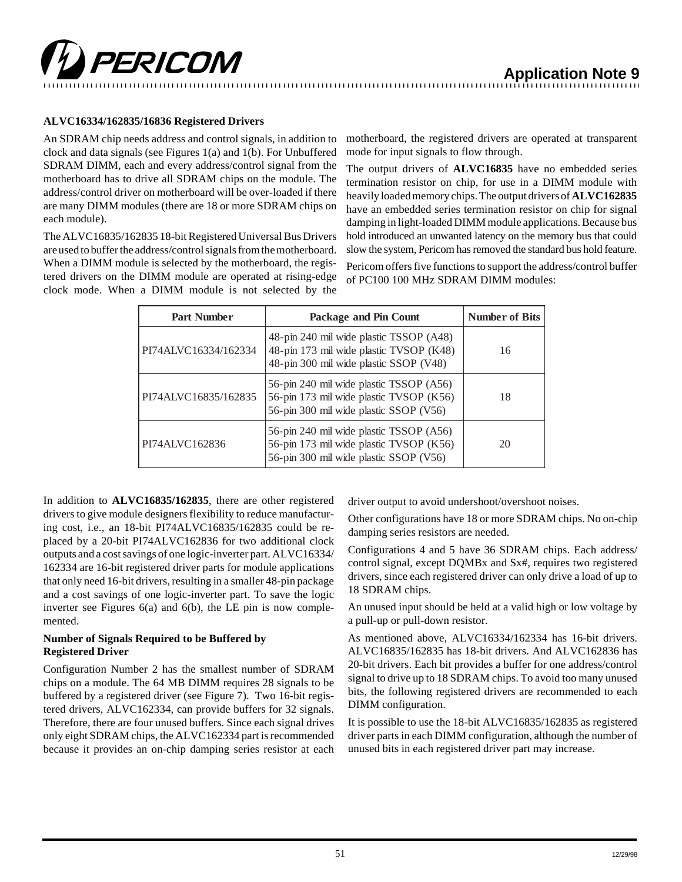**ALVC16334/162835/16836 Registered Drivers**

An SDRAM chip needs address and control signals, in addition to clock and data signals (see Figures 1(a) and 1(b). For Unbuffered SDRAM DIMM, each and every address/control signal from the motherboard has to drive all SDRAM chips on the module. The address/control driver on motherboard will be over-loaded if there are many DIMM modules (there are 18 or more SDRAM chips on each module).

The ALVC16835/162835 18-bit Registered Universal Bus Drivers are used to buffer the address/control signals from the motherboard. When a DIMM module is selected by the motherboard, the registered drivers on the DIMM module are operated at rising-edge clock mode. When a DIMM module is not selected by the motherboard, the registered drivers are operated at transparent mode for input signals to flow through.

The output drivers of **ALVC16835** have no embedded series termination resistor on chip, for use in a DIMM module with heavily loaded memory chips. The output drivers of **ALVC162835** have an embedded series termination resistor on chip for signal damping in light-loaded DIMM module applications. Because bus hold introduced an unwanted latency on the memory bus that could slow the system, Pericom has removed the standard bus hold feature.

Pericom offers five functions to support the address/control buffer of PC100 100 MHz SDRAM DIMM modules:

| Part Number | Package and Pin Count | Number of Bits |
|---|---|---|
| PI74ALVC16334/162334 | 48-pin 240 mil wide plastic TSSOP (A48)<br>48-pin 173 mil wide plastic TVSOP (K48)<br>48-pin 300 mil wide plastic SSOP (V48) | 16 |
| PI74ALVC16835/162835 | 56-pin 240 mil wide plastic TSSOP (A56)<br>56-pin 173 mil wide plastic TVSOP (K56)<br>56-pin 300 mil wide plastic SSOP (V56) | 18 |
| PI74ALVC162836 | 56-pin 240 mil wide plastic TSSOP (A56)<br>56-pin 173 mil wide plastic TVSOP (K56)<br>56-pin 300 mil wide plastic SSOP (V56) | 20 |

In addition to **ALVC16835/162835**, there are other registered drivers to give module designers flexibility to reduce manufacturing cost, i.e., an 18-bit PI74ALVC16835/162835 could be replaced by a 20-bit PI74ALVC162836 for two additional clock outputs and a cost savings of one logic-inverter part. ALVC16334/162334 are 16-bit registered driver parts for module applications that only need 16-bit drivers, resulting in a smaller 48-pin package and a cost savings of one logic-inverter part. To save the logic inverter see Figures 6(a) and 6(b), the LE pin is now complemented.

**Number of Signals Required to be Buffered by Registered Driver**

Configuration Number 2 has the smallest number of SDRAM chips on a module. The 64 MB DIMM requires 28 signals to be buffered by a registered driver (see Figure 7). Two 16-bit registered drivers, ALVC162334, can provide buffers for 32 signals. Therefore, there are four unused buffers. Since each signal drives only eight SDRAM chips, the ALVC162334 part is recommended because it provides an on-chip damping series resistor at each driver output to avoid undershoot/overshoot noises.

Other configurations have 18 or more SDRAM chips. No on-chip damping series resistors are needed.

Configurations 4 and 5 have 36 SDRAM chips. Each address/control signal, except DQMBx and Sx#, requires two registered drivers, since each registered driver can only drive a load of up to 18 SDRAM chips.

An unused input should be held at a valid high or low voltage by a pull-up or pull-down resistor.

As mentioned above, ALVC16334/162334 has 16-bit drivers. ALVC16835/162835 has 18-bit drivers. And ALVC162836 has 20-bit drivers. Each bit provides a buffer for one address/control signal to drive up to 18 SDRAM chips. To avoid too many unused bits, the following registered drivers are recommended to each DIMM configuration.

It is possible to use the 18-bit ALVC16835/162835 as registered driver parts in each DIMM configuration, although the number of unused bits in each registered driver part may increase.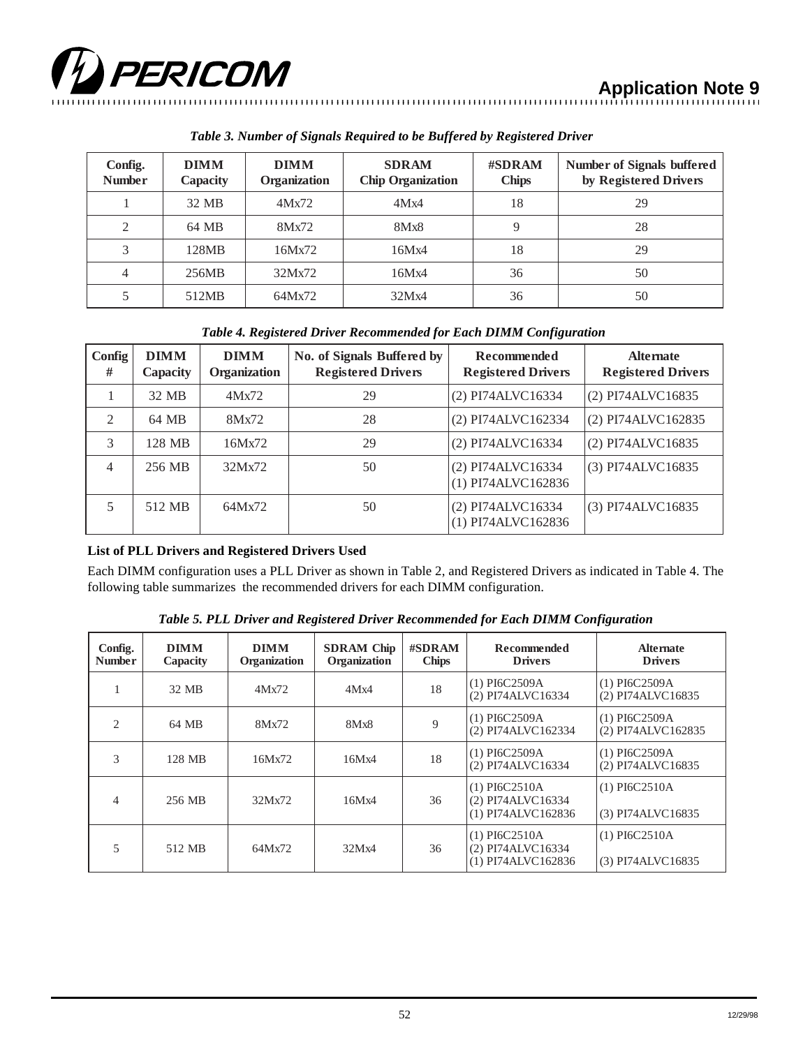*Table 3. Number of Signals Required to be Buffered by Registered Driver*

| Config. Number | DIMM Capacity | DIMM Organization | SDRAM Chip Organization | #SDRAM Chips | Number of Signals buffered by Registered Drivers |
|---|---|---|---|---|---|
| 1 | 32 MB | 4Mx72 | 4Mx4 | 18 | 29 |
| 2 | 64 MB | 8Mx72 | 8Mx8 | 9 | 28 |
| 3 | 128MB | 16Mx72 | 16Mx4 | 18 | 29 |
| 4 | 256MB | 32Mx72 | 16Mx4 | 36 | 50 |
| 5 | 512MB | 64Mx72 | 32Mx4 | 36 | 50 |

*Table 4. Registered Driver Recommended for Each DIMM Configuration*

| Config # | DIMM Capacity | DIMM Organization | No. of Signals Buffered by Registered Drivers | Recommended Registered Drivers | Alternate Registered Drivers |
|---|---|---|---|---|---|
| 1 | 32 MB | 4Mx72 | 29 | (2) PI74ALVC16334 | (2) PI74ALVC16835 |
| 2 | 64 MB | 8Mx72 | 28 | (2) PI74ALVC162334 | (2) PI74ALVC162835 |
| 3 | 128 MB | 16Mx72 | 29 | (2) PI74ALVC16334 | (2) PI74ALVC16835 |
| 4 | 256 MB | 32Mx72 | 50 | (2) PI74ALVC16334<br>(1) PI74ALVC162836 | (3) PI74ALVC16835 |
| 5 | 512 MB | 64Mx72 | 50 | (2) PI74ALVC16334<br>(1) PI74ALVC162836 | (3) PI74ALVC16835 |

**List of PLL Drivers and Registered Drivers Used**

Each DIMM configuration uses a PLL Driver as shown in Table 2, and Registered Drivers as indicated in Table 4. The following table summarizes the recommended drivers for each DIMM configuration.

*Table 5. PLL Driver and Registered Driver Recommended for Each DIMM Configuration*

| Config. Number | DIMM Capacity | DIMM Organization | SDRAM Chip Organization | #SDRAM Chips | Recommended Drivers | Alternate Drivers |
|---|---|---|---|---|---|---|
| 1 | 32 MB | 4Mx72 | 4Mx4 | 18 | (1) PI6C2509A<br>(2) PI74ALVC16334 | (1) PI6C2509A<br>(2) PI74ALVC16835 |
| 2 | 64 MB | 8Mx72 | 8Mx8 | 9 | (1) PI6C2509A<br>(2) PI74ALVC162334 | (1) PI6C2509A<br>(2) PI74ALVC162835 |
| 3 | 128 MB | 16Mx72 | 16Mx4 | 18 | (1) PI6C2509A<br>(2) PI74ALVC16334 | (1) PI6C2509A<br>(2) PI74ALVC16835 |
| 4 | 256 MB | 32Mx72 | 16Mx4 | 36 | (1) PI6C2510A<br>(2) PI74ALVC16334<br>(1) PI74ALVC162836 | (1) PI6C2510A<br>(3) PI74ALVC16835 |
| 5 | 512 MB | 64Mx72 | 32Mx4 | 36 | (1) PI6C2510A<br>(2) PI74ALVC16334<br>(1) PI74ALVC162836 | (1) PI6C2510A<br>(3) PI74ALVC16835 |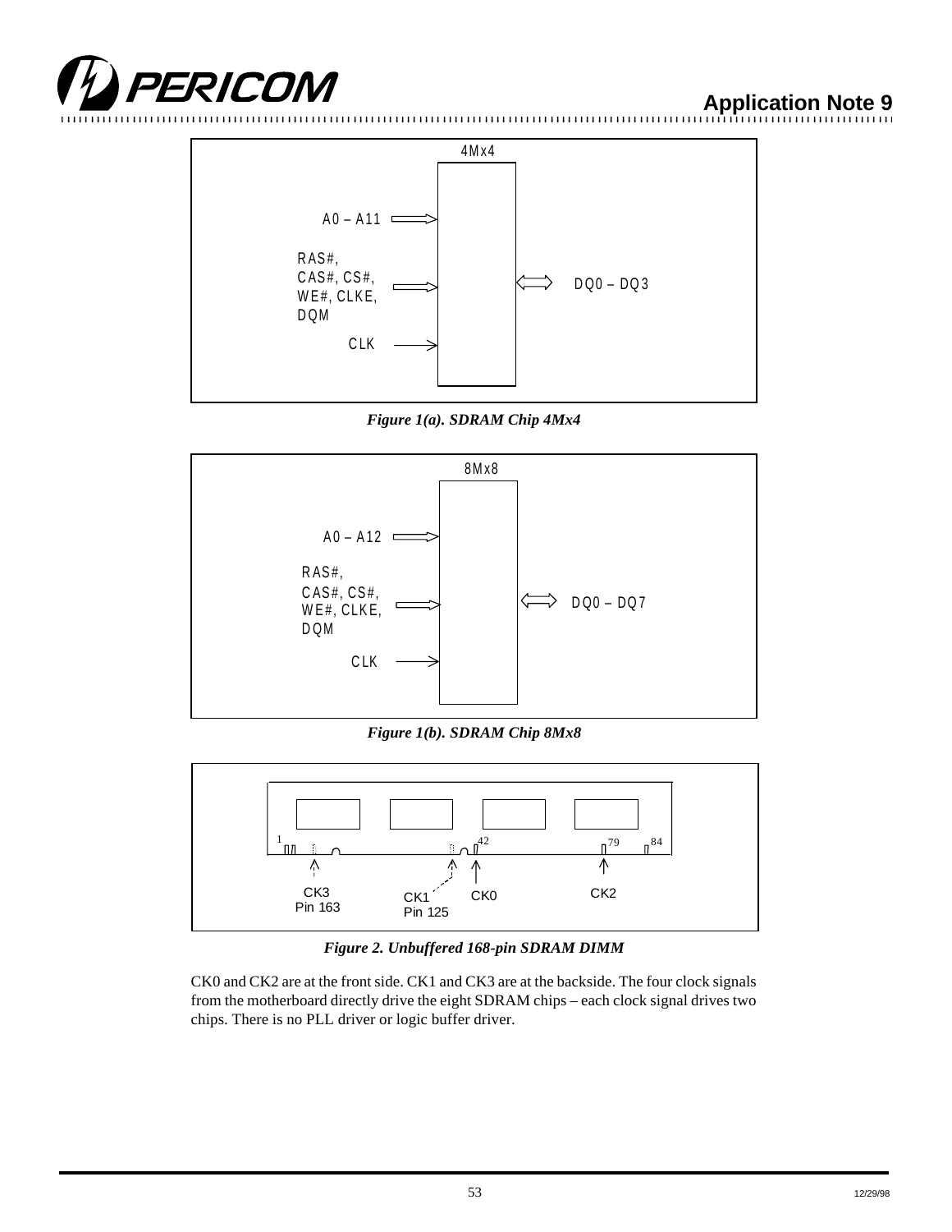4Mx4

A0 – A11

RAS#, CAS#, CS#, WE#, CLKE, DQM

CLK

DQ0 – DQ3

*Figure 1(a). SDRAM Chip 4Mx4*

8Mx8

A0 – A12

RAS#, CAS#, CS#, WE#, CLKE, DQM

CLK

DQ0 – DQ7

*Figure 1(b). SDRAM Chip 8Mx8*

1 42 79 84

CK3 Pin 163 CK1 Pin 125 CK0 CK2

*Figure 2. Unbuffered 168-pin SDRAM DIMM*

CK0 and CK2 are at the front side. CK1 and CK3 are at the backside. The four clock signals from the motherboard directly drive the eight SDRAM chips – each clock signal drives two chips. There is no PLL driver or logic buffer driver.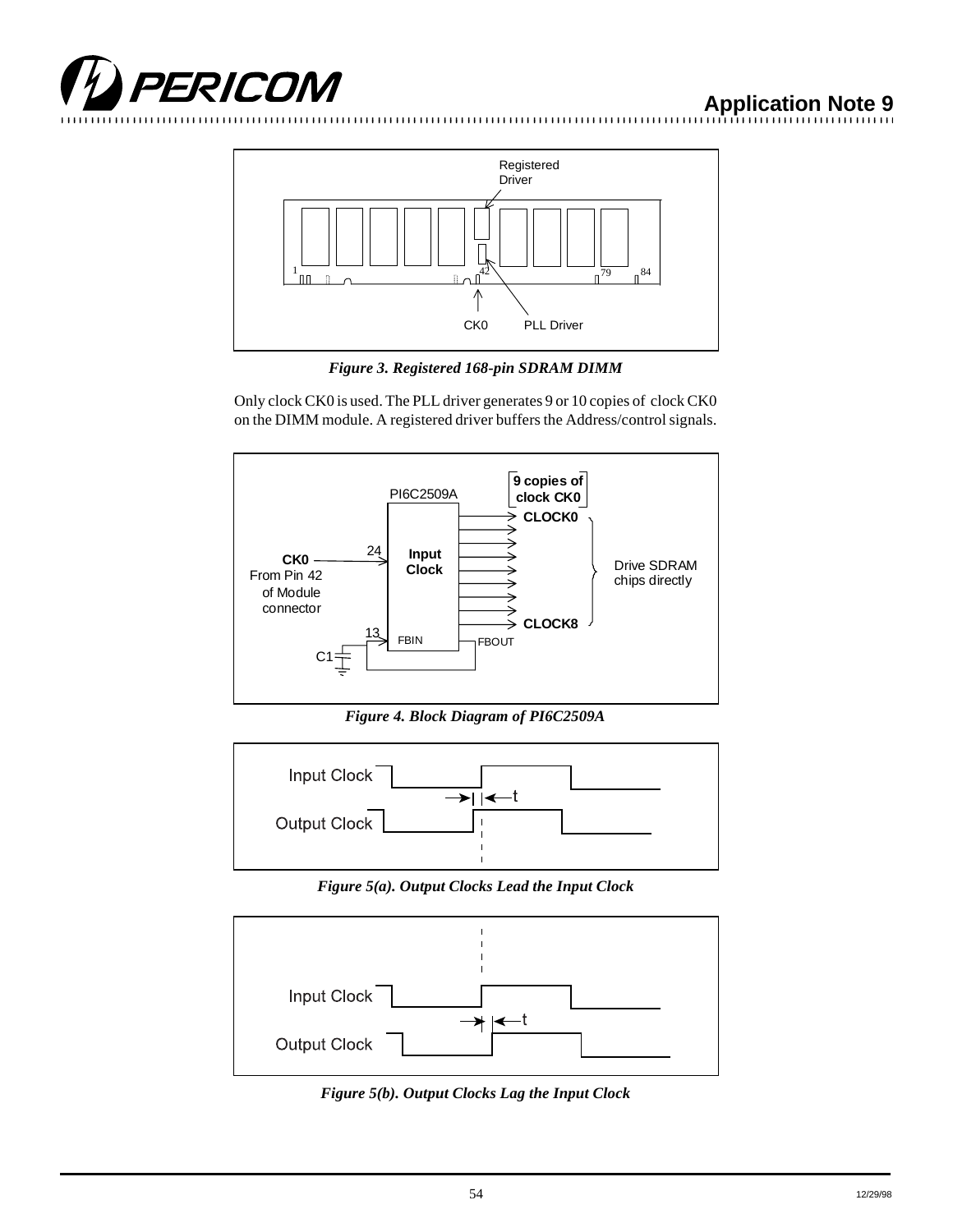*Figure 3. Registered 168-pin SDRAM DIMM*

Only clock CK0 is used. The PLL driver generates 9 or 10 copies of clock CK0 on the DIMM module. A registered driver buffers the Address/control signals.

*Figure 4. Block Diagram of PI6C2509A*

*Figure 5(a). Output Clocks Lead the Input Clock*

*Figure 5(b). Output Clocks Lag the Input Clock*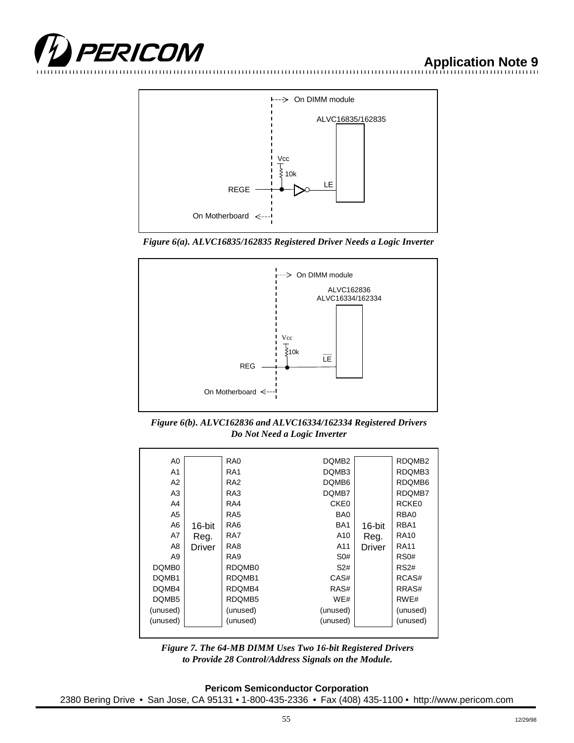On DIMM module

ALVC16835/162835

Vcc

10k

REGE

LE

On Motherboard

*Figure 6(a). ALVC16835/162835 Registered Driver Needs a Logic Inverter*

On DIMM module

ALVC162836
ALVC16334/162334

Vcc

10k

REG

$\overline{LE}$

On Motherboard

*Figure 6(b). ALVC162836 and ALVC16334/162334 Registered Drivers Do Not Need a Logic Inverter*

| Input | 16-bit Reg. Driver | Output | Input | 16-bit Reg. Driver | Output |
|---|---|---|---|---|---|
| A0 | | RA0 | DQMB2 | | RDQMB2 |
| A1 | | RA1 | DQMB3 | | RDQMB3 |
| A2 | | RA2 | DQMB6 | | RDQMB6 |
| A3 | | RA3 | DQMB7 | | RDQMB7 |
| A4 | | RA4 | CKE0 | | RCKE0 |
| A5 | | RA5 | BA0 | | RBA0 |
| A6 | | RA6 | BA1 | | RBA1 |
| A7 | | RA7 | A10 | | RA10 |
| A8 | | RA8 | A11 | | RA11 |
| A9 | | RA9 | S0# | | RS0# |
| DQMB0 | | RDQMB0 | S2# | | RS2# |
| DQMB1 | | RDQMB1 | CAS# | | RCAS# |
| DQMB4 | | RDQMB4 | RAS# | | RRAS# |
| DQMB5 | | RDQMB5 | WE# | | RWE# |
| (unused) | | (unused) | (unused) | | (unused) |
| (unused) | | (unused) | (unused) | | (unused) |

*Figure 7. The 64-MB DIMM Uses Two 16-bit Registered Drivers to Provide 28 Control/Address Signals on the Module.*

**Pericom Semiconductor Corporation**
2380 Bering Drive • San Jose, CA 95131 • 1-800-435-2336 • Fax (408) 435-1100 • http://www.pericom.com